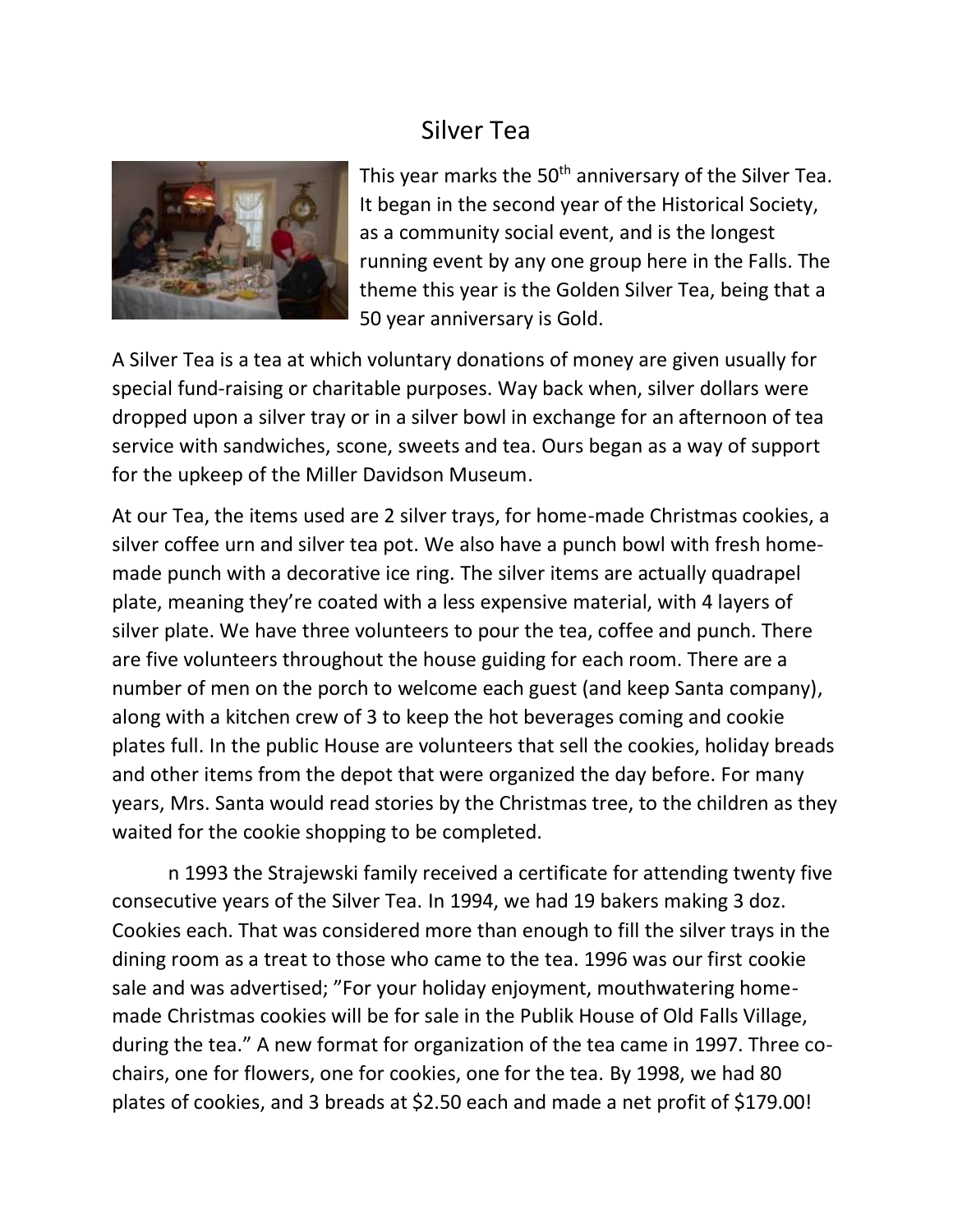// Silver Tea

This year marks the 50th anniversary of the Silver Tea. It began in the second year of the Historical Society, as a community social event, and is the longest running event by any one group here in the Falls. The theme this year is the Golden Silver Tea, being that a 50 year anniversary is Gold.

A Silver Tea is a tea at which voluntary donations of money are given usually for special fund-raising or charitable purposes. Way back when, silver dollars were dropped upon a silver tray or in a silver bowl in exchange for an afternoon of tea service with sandwiches, scone, sweets and tea. Ours began as a way of support for the upkeep of the Miller Davidson Museum.

At our Tea, the items used are 2 silver trays, for home-made Christmas cookies, a silver coffee urn and silver tea pot. We also have a punch bowl with fresh home-made punch with a decorative ice ring. The silver items are actually quadrapel plate, meaning they're coated with a less expensive material, with 4 layers of silver plate. We have three volunteers to pour the tea, coffee and punch. There are five volunteers throughout the house guiding for each room. There are a number of men on the porch to welcome each guest (and keep Santa company), along with a kitchen crew of 3 to keep the hot beverages coming and cookie plates full. In the public House are volunteers that sell the cookies, holiday breads and other items from the depot that were organized the day before. For many years, Mrs. Santa would read stories by the Christmas tree, to the children as they waited for the cookie shopping to be completed.

n 1993 the Strajewski family received a certificate for attending twenty five consecutive years of the Silver Tea. In 1994, we had 19 bakers making 3 doz. Cookies each. That was considered more than enough to fill the silver trays in the dining room as a treat to those who came to the tea. 1996 was our first cookie sale and was advertised; "For your holiday enjoyment, mouthwatering home-made Christmas cookies will be for sale in the Publik House of Old Falls Village, during the tea." A new format for organization of the tea came in 1997. Three co-chairs, one for flowers, one for cookies, one for the tea. By 1998, we had 80 plates of cookies, and 3 breads at $2.50 each and made a net profit of $179.00!

# Silver Tea

This year marks the 50th anniversary of the Silver Tea. It began in the second year of the Historical Society, as a community social event, and is the longest running event by any one group here in the Falls. The theme this year is the Golden Silver Tea, being that a 50 year anniversary is Gold.

A Silver Tea is a tea at which voluntary donations of money are given usually for special fund-raising or charitable purposes. Way back when, silver dollars were dropped upon a silver tray or in a silver bowl in exchange for an afternoon of tea service with sandwiches, scone, sweets and tea. Ours began as a way of support for the upkeep of the Miller Davidson Museum.

At our Tea, the items used are 2 silver trays, for home-made Christmas cookies, a silver coffee urn and silver tea pot. We also have a punch bowl with fresh home-made punch with a decorative ice ring. The silver items are actually quadrapel plate, meaning they're coated with a less expensive material, with 4 layers of silver plate. We have three volunteers to pour the tea, coffee and punch. There are five volunteers throughout the house guiding for each room. There are a number of men on the porch to welcome each guest (and keep Santa company), along with a kitchen crew of 3 to keep the hot beverages coming and cookie plates full. In the public House are volunteers that sell the cookies, holiday breads and other items from the depot that were organized the day before. For many years, Mrs. Santa would read stories by the Christmas tree, to the children as they waited for the cookie shopping to be completed.

n 1993 the Strajewski family received a certificate for attending twenty five consecutive years of the Silver Tea. In 1994, we had 19 bakers making 3 doz. Cookies each. That was considered more than enough to fill the silver trays in the dining room as a treat to those who came to the tea. 1996 was our first cookie sale and was advertised; "For your holiday enjoyment, mouthwatering home-made Christmas cookies will be for sale in the Publik House of Old Falls Village, during the tea." A new format for organization of the tea came in 1997. Three co-chairs, one for flowers, one for cookies, one for the tea. By 1998, we had 80 plates of cookies, and 3 breads at $2.50 each and made a net profit of $179.00!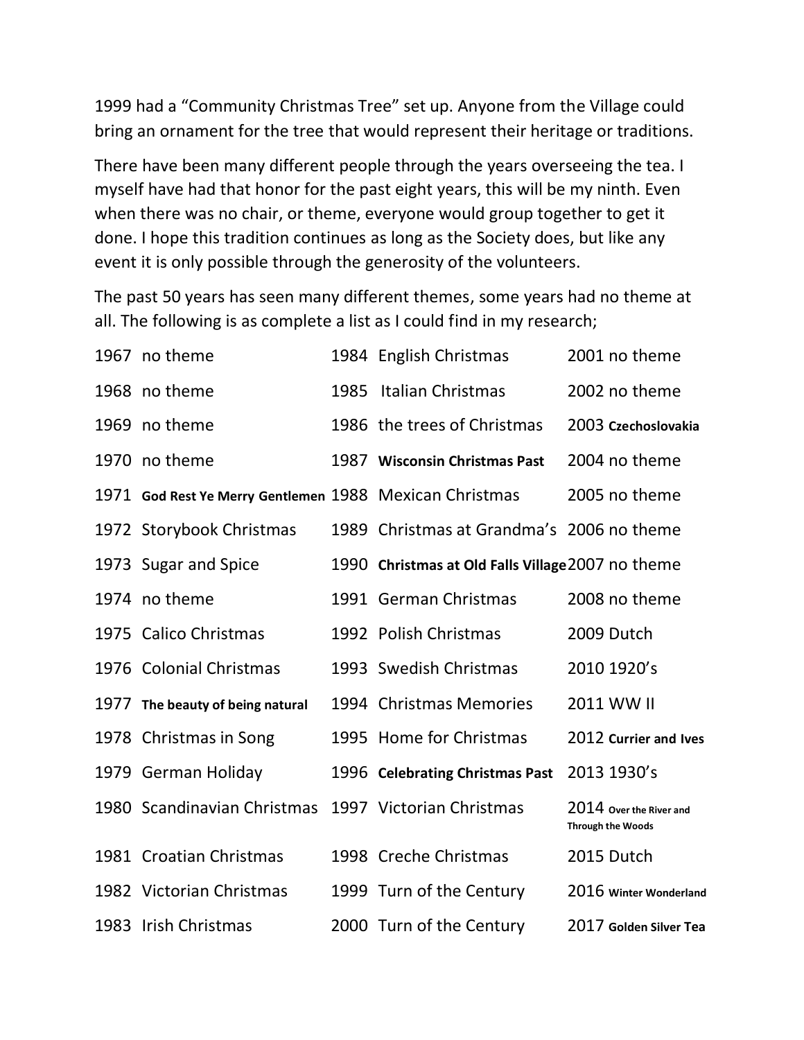1999 had a "Community Christmas Tree" set up. Anyone from the Village could bring an ornament for the tree that would represent their heritage or traditions.

There have been many different people through the years overseeing the tea. I myself have had that honor for the past eight years, this will be my ninth. Even when there was no chair, or theme, everyone would group together to get it done. I hope this tradition continues as long as the Society does, but like any event it is only possible through the generosity of the volunteers.

The past 50 years has seen many different themes, some years had no theme at all. The following is as complete a list as I could find in my research;

| | | | | | |
|---|---|---|---|---|---|
| 1967 | no theme | 1984 | English Christmas | 2001 | no theme |
| 1968 | no theme | 1985 | Italian Christmas | 2002 | no theme |
| 1969 | no theme | 1986 | the trees of Christmas | 2003 | Czechoslovakia |
| 1970 | no theme | 1987 | Wisconsin Christmas Past | 2004 | no theme |
| 1971 | God Rest Ye Merry Gentlemen | 1988 | Mexican Christmas | 2005 | no theme |
| 1972 | Storybook Christmas | 1989 | Christmas at Grandma's | 2006 | no theme |
| 1973 | Sugar and Spice | 1990 | Christmas at Old Falls Village | 2007 | no theme |
| 1974 | no theme | 1991 | German Christmas | 2008 | no theme |
| 1975 | Calico Christmas | 1992 | Polish Christmas | 2009 | Dutch |
| 1976 | Colonial Christmas | 1993 | Swedish Christmas | 2010 | 1920's |
| 1977 | The beauty of being natural | 1994 | Christmas Memories | 2011 | WW II |
| 1978 | Christmas in Song | 1995 | Home for Christmas | 2012 | Currier and Ives |
| 1979 | German Holiday | 1996 | Celebrating Christmas Past | 2013 | 1930's |
| 1980 | Scandinavian Christmas | 1997 | Victorian Christmas | 2014 | Over the River and Through the Woods |
| 1981 | Croatian Christmas | 1998 | Creche Christmas | 2015 | Dutch |
| 1982 | Victorian Christmas | 1999 | Turn of the Century | 2016 | Winter Wonderland |
| 1983 | Irish Christmas | 2000 | Turn of the Century | 2017 | Golden Silver Tea |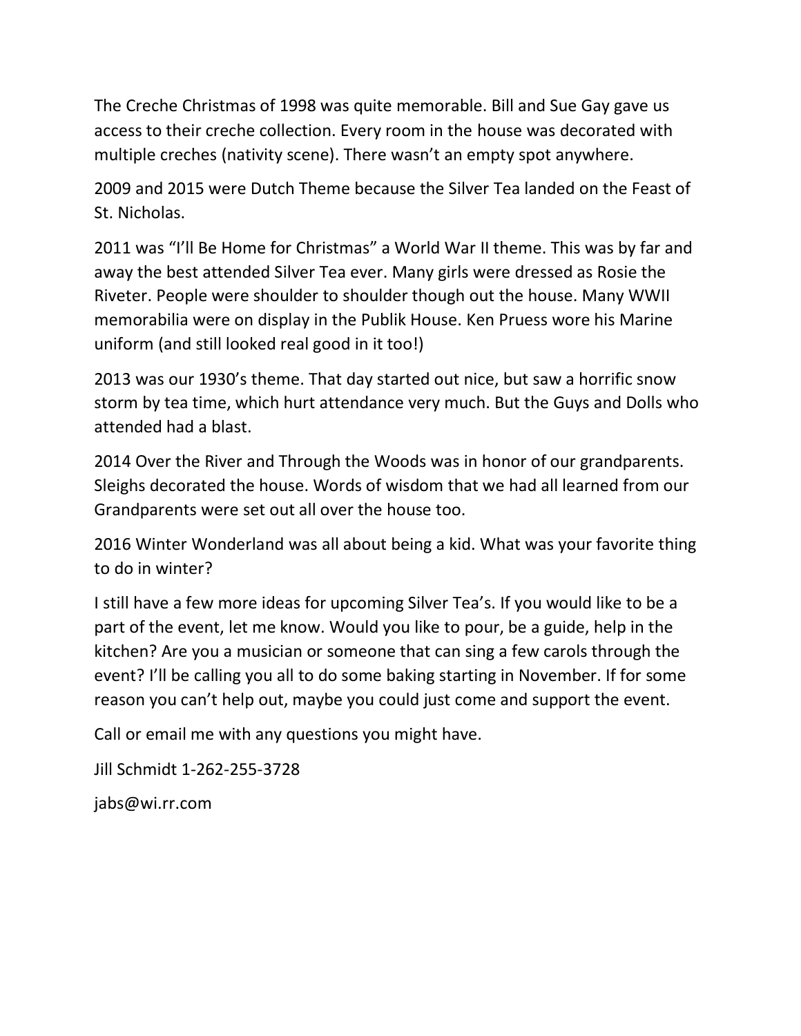The Creche Christmas of 1998 was quite memorable. Bill and Sue Gay gave us access to their creche collection. Every room in the house was decorated with multiple creches (nativity scene). There wasn't an empty spot anywhere.

2009 and 2015 were Dutch Theme because the Silver Tea landed on the Feast of St. Nicholas.

2011 was "I'll Be Home for Christmas" a World War II theme. This was by far and away the best attended Silver Tea ever. Many girls were dressed as Rosie the Riveter. People were shoulder to shoulder though out the house. Many WWII memorabilia were on display in the Publik House. Ken Pruess wore his Marine uniform (and still looked real good in it too!)

2013 was our 1930's theme. That day started out nice, but saw a horrific snow storm by tea time, which hurt attendance very much. But the Guys and Dolls who attended had a blast.

2014 Over the River and Through the Woods was in honor of our grandparents. Sleighs decorated the house. Words of wisdom that we had all learned from our Grandparents were set out all over the house too.

2016 Winter Wonderland was all about being a kid. What was your favorite thing to do in winter?

I still have a few more ideas for upcoming Silver Tea's. If you would like to be a part of the event, let me know. Would you like to pour, be a guide, help in the kitchen? Are you a musician or someone that can sing a few carols through the event? I'll be calling you all to do some baking starting in November. If for some reason you can't help out, maybe you could just come and support the event.

Call or email me with any questions you might have.

Jill Schmidt 1-262-255-3728

jabs@wi.rr.com